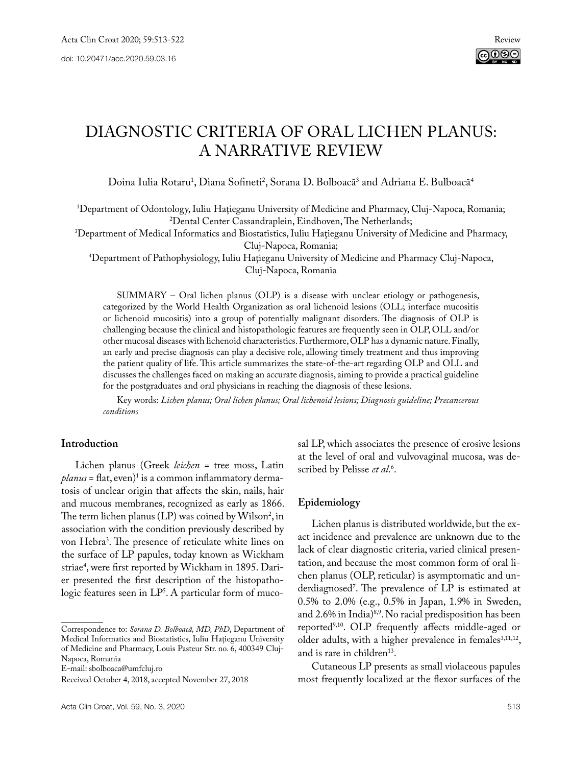# DIAGNOSTIC CRITERIA OF ORAL LICHEN PLANUS: A NARRATIVE REVIEW

Doina Iulia Rotaru[1], Diana Sofineti[2], Sorana D. Bolboacă[3] and Adriana E. Bulboacă[4]

[1]Department of Odontology, Iuliu Haţieganu University of Medicine and Pharmacy, Cluj-Napoca, Romania;
[2]Dental Center Cassandraplein, Eindhoven, The Netherlands;
[3]Department of Medical Informatics and Biostatistics, Iuliu Haţieganu University of Medicine and Pharmacy, Cluj-Napoca, Romania;
[4]Department of Pathophysiology, Iuliu Haţieganu University of Medicine and Pharmacy Cluj-Napoca, Cluj-Napoca, Romania

SUMMARY – Oral lichen planus (OLP) is a disease with unclear etiology or pathogenesis, categorized by the World Health Organization as oral lichenoid lesions (OLL; interface mucositis or lichenoid mucositis) into a group of potentially malignant disorders. The diagnosis of OLP is challenging because the clinical and histopathologic features are frequently seen in OLP, OLL and/or other mucosal diseases with lichenoid characteristics. Furthermore, OLP has a dynamic nature. Finally, an early and precise diagnosis can play a decisive role, allowing timely treatment and thus improving the patient quality of life. This article summarizes the state-of-the-art regarding OLP and OLL and discusses the challenges faced on making an accurate diagnosis, aiming to provide a practical guideline for the postgraduates and oral physicians in reaching the diagnosis of these lesions.

Key words: *Lichen planus; Oral lichen planus; Oral lichenoid lesions; Diagnosis guideline; Precancerous conditions*

## Introduction

Lichen planus (Greek *leichen* = tree moss, Latin *planus* = flat, even)[1] is a common inflammatory dermatosis of unclear origin that affects the skin, nails, hair and mucous membranes, recognized as early as 1866. The term lichen planus (LP) was coined by Wilson[2], in association with the condition previously described by von Hebra[3]. The presence of reticulate white lines on the surface of LP papules, today known as Wickham striae[4], were first reported by Wickham in 1895. Darier presented the first description of the histopathologic features seen in LP[5]. A particular form of mucosal LP, which associates the presence of erosive lesions at the level of oral and vulvovaginal mucosa, was described by Pelisse *et al*.[6].

## Epidemiology

Lichen planus is distributed worldwide, but the exact incidence and prevalence are unknown due to the lack of clear diagnostic criteria, varied clinical presentation, and because the most common form of oral lichen planus (OLP, reticular) is asymptomatic and underdiagnosed[7]. The prevalence of LP is estimated at 0.5% to 2.0% (e.g., 0.5% in Japan, 1.9% in Sweden, and 2.6% in India)[8,9]. No racial predisposition has been reported[9,10]. OLP frequently affects middle-aged or older adults, with a higher prevalence in females[3,11,12], and is rare in children[13].

Cutaneous LP presents as small violaceous papules most frequently localized at the flexor surfaces of the

Correspondence to: *Sorana D. Bolboacă, MD, PhD*, Department of Medical Informatics and Biostatistics, Iuliu Haţieganu University of Medicine and Pharmacy, Louis Pasteur Str. no. 6, 400349 Cluj-Napoca, Romania
E-mail: sbolboaca@umfcluj.ro

Received October 4, 2018, accepted November 27, 2018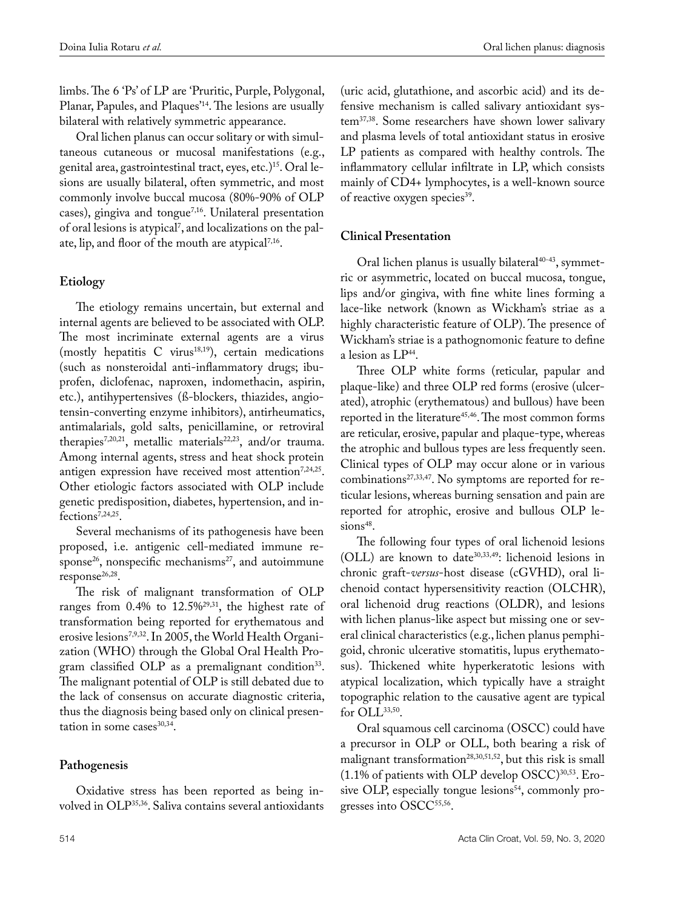limbs. The 6 'Ps' of LP are 'Pruritic, Purple, Polygonal, Planar, Papules, and Plaques'[14]. The lesions are usually bilateral with relatively symmetric appearance.

Oral lichen planus can occur solitary or with simultaneous cutaneous or mucosal manifestations (e.g., genital area, gastrointestinal tract, eyes, etc.)[15]. Oral lesions are usually bilateral, often symmetric, and most commonly involve buccal mucosa (80%-90% of OLP cases), gingiva and tongue[7,16]. Unilateral presentation of oral lesions is atypical[7], and localizations on the palate, lip, and floor of the mouth are atypical[7,16].

## Etiology

The etiology remains uncertain, but external and internal agents are believed to be associated with OLP. The most incriminate external agents are a virus (mostly hepatitis C virus[18,19]), certain medications (such as nonsteroidal anti-inflammatory drugs; ibuprofen, diclofenac, naproxen, indomethacin, aspirin, etc.), antihypertensives (ß-blockers, thiazides, angiotensin-converting enzyme inhibitors), antirheumatics, antimalarials, gold salts, penicillamine, or retroviral therapies[7,20,21], metallic materials[22,23], and/or trauma. Among internal agents, stress and heat shock protein antigen expression have received most attention[7,24,25]. Other etiologic factors associated with OLP include genetic predisposition, diabetes, hypertension, and infections[7,24,25].

Several mechanisms of its pathogenesis have been proposed, i.e. antigenic cell-mediated immune response[26], nonspecific mechanisms[27], and autoimmune response[26,28].

The risk of malignant transformation of OLP ranges from 0.4% to 12.5%[29,31], the highest rate of transformation being reported for erythematous and erosive lesions[7,9,32]. In 2005, the World Health Organization (WHO) through the Global Oral Health Program classified OLP as a premalignant condition[33]. The malignant potential of OLP is still debated due to the lack of consensus on accurate diagnostic criteria, thus the diagnosis being based only on clinical presentation in some cases[30,34].

## Pathogenesis

Oxidative stress has been reported as being involved in OLP[35,36]. Saliva contains several antioxidants (uric acid, glutathione, and ascorbic acid) and its defensive mechanism is called salivary antioxidant system[37,38]. Some researchers have shown lower salivary and plasma levels of total antioxidant status in erosive LP patients as compared with healthy controls. The inflammatory cellular infiltrate in LP, which consists mainly of CD4+ lymphocytes, is a well-known source of reactive oxygen species[39].

## Clinical Presentation

Oral lichen planus is usually bilateral[40-43], symmetric or asymmetric, located on buccal mucosa, tongue, lips and/or gingiva, with fine white lines forming a lace-like network (known as Wickham's striae as a highly characteristic feature of OLP). The presence of Wickham's striae is a pathognomonic feature to define a lesion as LP[44].

Three OLP white forms (reticular, papular and plaque-like) and three OLP red forms (erosive (ulcerated), atrophic (erythematous) and bullous) have been reported in the literature[45,46]. The most common forms are reticular, erosive, papular and plaque-type, whereas the atrophic and bullous types are less frequently seen. Clinical types of OLP may occur alone or in various combinations[27,33,47]. No symptoms are reported for reticular lesions, whereas burning sensation and pain are reported for atrophic, erosive and bullous OLP lesions[48].

The following four types of oral lichenoid lesions (OLL) are known to date[30,33,49]: lichenoid lesions in chronic graft-*versus*-host disease (cGVHD), oral lichenoid contact hypersensitivity reaction (OLCHR), oral lichenoid drug reactions (OLDR), and lesions with lichen planus-like aspect but missing one or several clinical characteristics (e.g., lichen planus pemphigoid, chronic ulcerative stomatitis, lupus erythematosus). Thickened white hyperkeratotic lesions with atypical localization, which typically have a straight topographic relation to the causative agent are typical for OLL[33,50].

Oral squamous cell carcinoma (OSCC) could have a precursor in OLP or OLL, both bearing a risk of malignant transformation[28,30,51,52], but this risk is small (1.1% of patients with OLP develop OSCC)[30,53]. Erosive OLP, especially tongue lesions[54], commonly progresses into OSCC[55,56].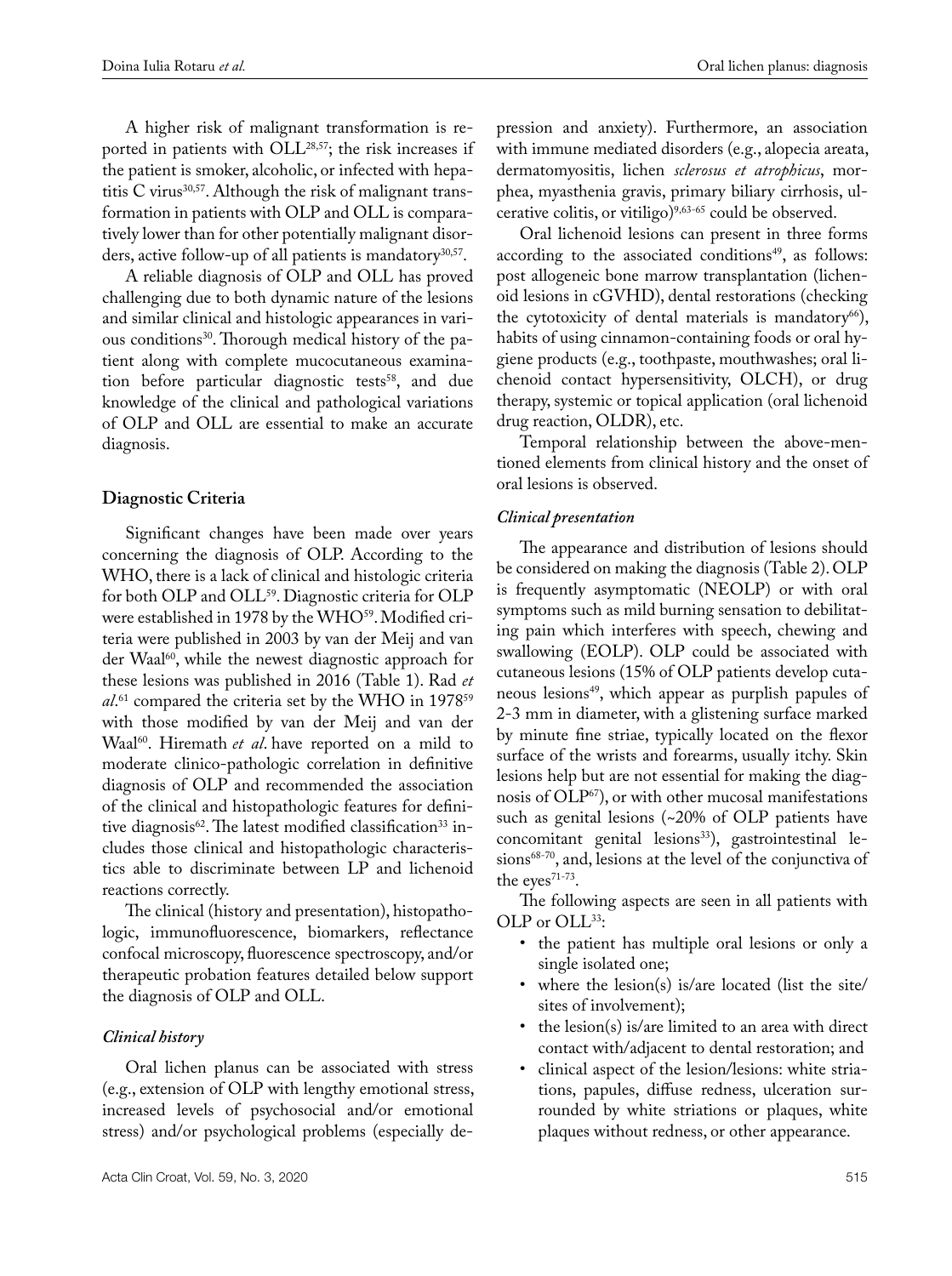A higher risk of malignant transformation is reported in patients with OLL[28,57]; the risk increases if the patient is smoker, alcoholic, or infected with hepatitis C virus[30,57]. Although the risk of malignant transformation in patients with OLP and OLL is comparatively lower than for other potentially malignant disorders, active follow-up of all patients is mandatory[30,57].

A reliable diagnosis of OLP and OLL has proved challenging due to both dynamic nature of the lesions and similar clinical and histologic appearances in various conditions[30]. Thorough medical history of the patient along with complete mucocutaneous examination before particular diagnostic tests[58], and due knowledge of the clinical and pathological variations of OLP and OLL are essential to make an accurate diagnosis.

## Diagnostic Criteria

Significant changes have been made over years concerning the diagnosis of OLP. According to the WHO, there is a lack of clinical and histologic criteria for both OLP and OLL[59]. Diagnostic criteria for OLP were established in 1978 by the WHO[59]. Modified criteria were published in 2003 by van der Meij and van der Waal[60], while the newest diagnostic approach for these lesions was published in 2016 (Table 1). Rad *et al*.[61] compared the criteria set by the WHO in 1978[59] with those modified by van der Meij and van der Waal[60]. Hiremath *et al*. have reported on a mild to moderate clinico-pathologic correlation in definitive diagnosis of OLP and recommended the association of the clinical and histopathologic features for definitive diagnosis[62]. The latest modified classification[33] includes those clinical and histopathologic characteristics able to discriminate between LP and lichenoid reactions correctly.

The clinical (history and presentation), histopathologic, immunofluorescence, biomarkers, reflectance confocal microscopy, fluorescence spectroscopy, and/or therapeutic probation features detailed below support the diagnosis of OLP and OLL.

### *Clinical history*

Oral lichen planus can be associated with stress (e.g., extension of OLP with lengthy emotional stress, increased levels of psychosocial and/or emotional stress) and/or psychological problems (especially depression and anxiety). Furthermore, an association with immune mediated disorders (e.g., alopecia areata, dermatomyositis, lichen *sclerosus et atrophicus*, morphea, myasthenia gravis, primary biliary cirrhosis, ulcerative colitis, or vitiligo)[9,63-65] could be observed.

Oral lichenoid lesions can present in three forms according to the associated conditions[49], as follows: post allogeneic bone marrow transplantation (lichenoid lesions in cGVHD), dental restorations (checking the cytotoxicity of dental materials is mandatory[66]), habits of using cinnamon-containing foods or oral hygiene products (e.g., toothpaste, mouthwashes; oral lichenoid contact hypersensitivity, OLCH), or drug therapy, systemic or topical application (oral lichenoid drug reaction, OLDR), etc.

Temporal relationship between the above-mentioned elements from clinical history and the onset of oral lesions is observed.

### *Clinical presentation*

The appearance and distribution of lesions should be considered on making the diagnosis (Table 2). OLP is frequently asymptomatic (NEOLP) or with oral symptoms such as mild burning sensation to debilitating pain which interferes with speech, chewing and swallowing (EOLP). OLP could be associated with cutaneous lesions (15% of OLP patients develop cutaneous lesions[49], which appear as purplish papules of 2-3 mm in diameter, with a glistening surface marked by minute fine striae, typically located on the flexor surface of the wrists and forearms, usually itchy. Skin lesions help but are not essential for making the diagnosis of OLP[67]), or with other mucosal manifestations such as genital lesions (~20% of OLP patients have concomitant genital lesions[33]), gastrointestinal lesions[68-70], and, lesions at the level of the conjunctiva of the eyes[71-73].

The following aspects are seen in all patients with OLP or OLL[33]:

- the patient has multiple oral lesions or only a single isolated one;
- where the lesion(s) is/are located (list the site/sites of involvement);
- the lesion(s) is/are limited to an area with direct contact with/adjacent to dental restoration; and
- clinical aspect of the lesion/lesions: white striations, papules, diffuse redness, ulceration surrounded by white striations or plaques, white plaques without redness, or other appearance.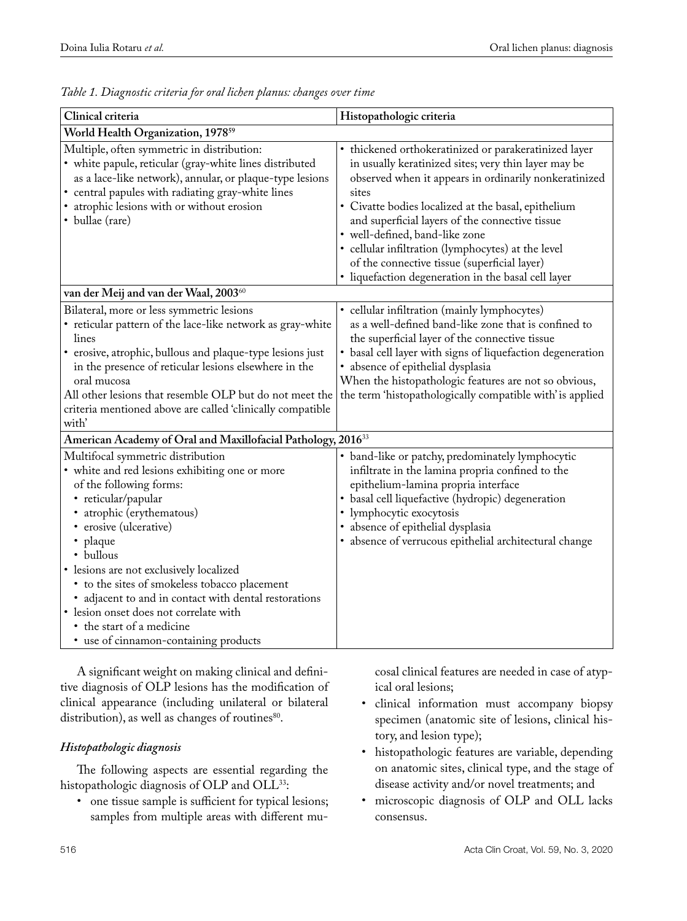*Table 1. Diagnostic criteria for oral lichen planus: changes over time*

| Clinical criteria | Histopathologic criteria |
|---|---|
| **World Health Organization, 1978[59]** | |
| Multiple, often symmetric in distribution:<br>• white papule, reticular (gray-white lines distributed as a lace-like network), annular, or plaque-type lesions<br>• central papules with radiating gray-white lines<br>• atrophic lesions with or without erosion<br>• bullae (rare) | • thickened orthokeratinized or parakeratinized layer in usually keratinized sites; very thin layer may be observed when it appears in ordinarily nonkeratinized sites<br>• Civatte bodies localized at the basal, epithelium and superficial layers of the connective tissue<br>• well-defined, band-like zone<br>• cellular infiltration (lymphocytes) at the level of the connective tissue (superficial layer)<br>• liquefaction degeneration in the basal cell layer |
| **van der Meij and van der Waal, 2003[60]** | |
| Bilateral, more or less symmetric lesions<br>• reticular pattern of the lace-like network as gray-white lines<br>• erosive, atrophic, bullous and plaque-type lesions just in the presence of reticular lesions elsewhere in the oral mucosa<br>All other lesions that resemble OLP but do not meet the criteria mentioned above are called 'clinically compatible with' | • cellular infiltration (mainly lymphocytes) as a well-defined band-like zone that is confined to the superficial layer of the connective tissue<br>• basal cell layer with signs of liquefaction degeneration<br>• absence of epithelial dysplasia<br>When the histopathologic features are not so obvious, the term 'histopathologically compatible with' is applied |
| **American Academy of Oral and Maxillofacial Pathology, 2016[33]** | |
| Multifocal symmetric distribution<br>• white and red lesions exhibiting one or more of the following forms:<br>  • reticular/papular<br>  • atrophic (erythematous)<br>  • erosive (ulcerative)<br>  • plaque<br>  • bullous<br>• lesions are not exclusively localized<br>  • to the sites of smokeless tobacco placement<br>  • adjacent to and in contact with dental restorations<br>• lesion onset does not correlate with<br>  • the start of a medicine<br>  • use of cinnamon-containing products | • band-like or patchy, predominately lymphocytic infiltrate in the lamina propria confined to the epithelium-lamina propria interface<br>• basal cell liquefactive (hydropic) degeneration<br>• lymphocytic exocytosis<br>• absence of epithelial dysplasia<br>• absence of verrucous epithelial architectural change |

A significant weight on making clinical and definitive diagnosis of OLP lesions has the modification of clinical appearance (including unilateral or bilateral distribution), as well as changes of routines[80].

### *Histopathologic diagnosis*

The following aspects are essential regarding the histopathologic diagnosis of OLP and OLL[33]:

- one tissue sample is sufficient for typical lesions; samples from multiple areas with different mucosal clinical features are needed in case of atypical oral lesions;
- clinical information must accompany biopsy specimen (anatomic site of lesions, clinical history, and lesion type);
- histopathologic features are variable, depending on anatomic sites, clinical type, and the stage of disease activity and/or novel treatments; and
- microscopic diagnosis of OLP and OLL lacks consensus.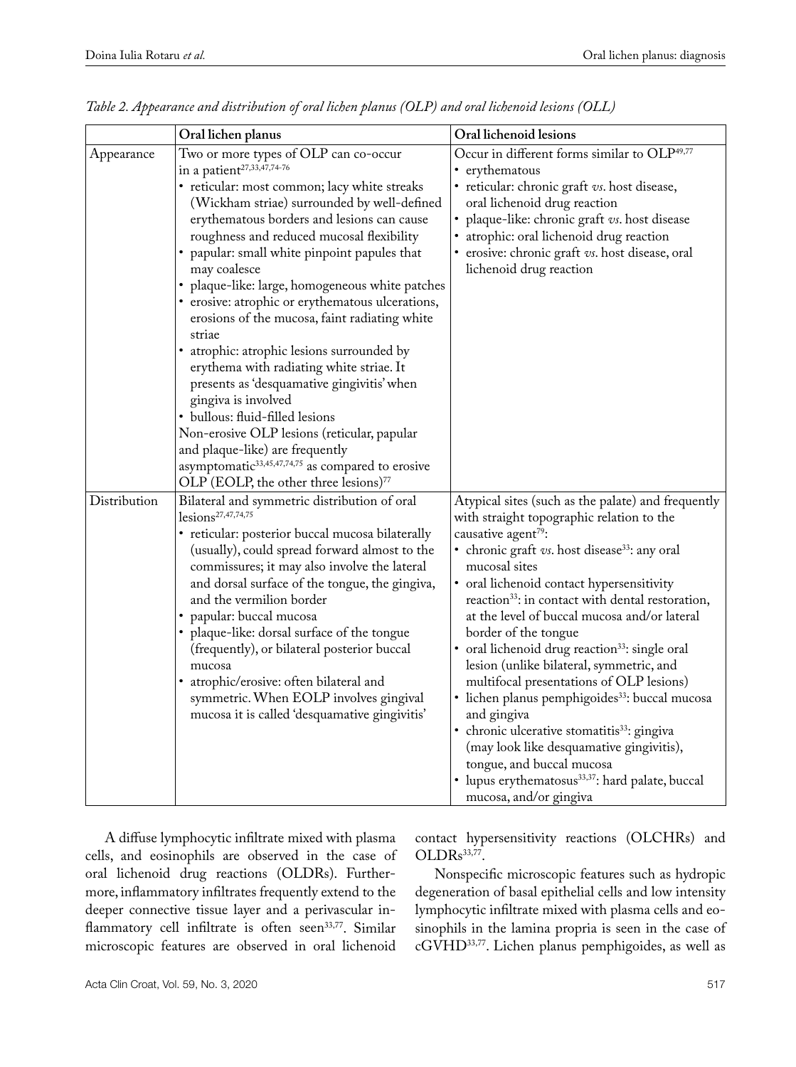*Table 2. Appearance and distribution of oral lichen planus (OLP) and oral lichenoid lesions (OLL)*

| | Oral lichen planus | Oral lichenoid lesions |
|---|---|---|
| Appearance | Two or more types of OLP can co-occur in a patient[27,33,47,74-76] <br>• reticular: most common; lacy white streaks (Wickham striae) surrounded by well-defined erythematous borders and lesions can cause roughness and reduced mucosal flexibility <br>• papular: small white pinpoint papules that may coalesce <br>• plaque-like: large, homogeneous white patches <br>• erosive: atrophic or erythematous ulcerations, erosions of the mucosa, faint radiating white striae <br>• atrophic: atrophic lesions surrounded by erythema with radiating white striae. It presents as 'desquamative gingivitis' when gingiva is involved <br>• bullous: fluid-filled lesions <br>Non-erosive OLP lesions (reticular, papular and plaque-like) are frequently asymptomatic[33,45,47,74,75] as compared to erosive OLP (EOLP, the other three lesions)[77] | Occur in different forms similar to OLP[49,77] <br>• erythematous <br>• reticular: chronic graft *vs.* host disease, oral lichenoid drug reaction <br>• plaque-like: chronic graft *vs.* host disease <br>• atrophic: oral lichenoid drug reaction <br>• erosive: chronic graft *vs.* host disease, oral lichenoid drug reaction |
| Distribution | Bilateral and symmetric distribution of oral lesions[27,47,74,75] <br>• reticular: posterior buccal mucosa bilaterally (usually), could spread forward almost to the commissures; it may also involve the lateral and dorsal surface of the tongue, the gingiva, and the vermilion border <br>• papular: buccal mucosa <br>• plaque-like: dorsal surface of the tongue (frequently), or bilateral posterior buccal mucosa <br>• atrophic/erosive: often bilateral and symmetric. When EOLP involves gingival mucosa it is called 'desquamative gingivitis' | Atypical sites (such as the palate) and frequently with straight topographic relation to the causative agent[79]: <br>• chronic graft *vs.* host disease[33]: any oral mucosal sites <br>• oral lichenoid contact hypersensitivity reaction[33]: in contact with dental restoration, at the level of buccal mucosa and/or lateral border of the tongue <br>• oral lichenoid drug reaction[33]: single oral lesion (unlike bilateral, symmetric, and multifocal presentations of OLP lesions) <br>• lichen planus pemphigoides[33]: buccal mucosa and gingiva <br>• chronic ulcerative stomatitis[33]: gingiva (may look like desquamative gingivitis), tongue, and buccal mucosa <br>• lupus erythematosus[33,37]: hard palate, buccal mucosa, and/or gingiva |

A diffuse lymphocytic infiltrate mixed with plasma cells, and eosinophils are observed in the case of oral lichenoid drug reactions (OLDRs). Furthermore, inflammatory infiltrates frequently extend to the deeper connective tissue layer and a perivascular inflammatory cell infiltrate is often seen[33,77]. Similar microscopic features are observed in oral lichenoid contact hypersensitivity reactions (OLCHRs) and OLDRs[33,77].

Nonspecific microscopic features such as hydropic degeneration of basal epithelial cells and low intensity lymphocytic infiltrate mixed with plasma cells and eosinophils in the lamina propria is seen in the case of cGVHD[33,77]. Lichen planus pemphigoides, as well as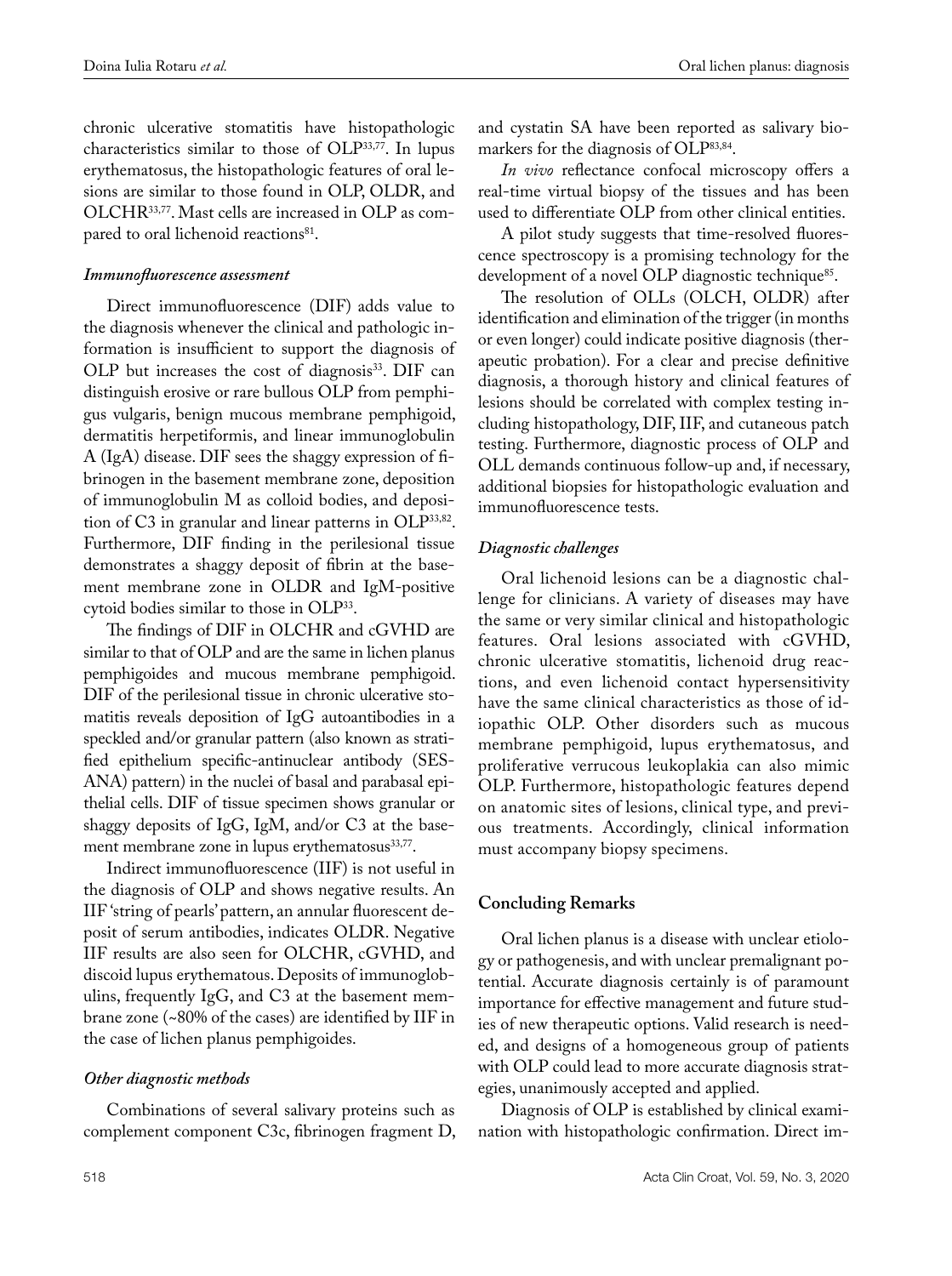chronic ulcerative stomatitis have histopathologic characteristics similar to those of OLP[33,77]. In lupus erythematosus, the histopathologic features of oral lesions are similar to those found in OLP, OLDR, and OLCHR[33,77]. Mast cells are increased in OLP as compared to oral lichenoid reactions[81].

### *Immunofluorescence assessment*

Direct immunofluorescence (DIF) adds value to the diagnosis whenever the clinical and pathologic information is insufficient to support the diagnosis of OLP but increases the cost of diagnosis[33]. DIF can distinguish erosive or rare bullous OLP from pemphigus vulgaris, benign mucous membrane pemphigoid, dermatitis herpetiformis, and linear immunoglobulin A (IgA) disease. DIF sees the shaggy expression of fibrinogen in the basement membrane zone, deposition of immunoglobulin M as colloid bodies, and deposition of C3 in granular and linear patterns in OLP[33,82]. Furthermore, DIF finding in the perilesional tissue demonstrates a shaggy deposit of fibrin at the basement membrane zone in OLDR and IgM-positive cytoid bodies similar to those in OLP[33].

The findings of DIF in OLCHR and cGVHD are similar to that of OLP and are the same in lichen planus pemphigoides and mucous membrane pemphigoid. DIF of the perilesional tissue in chronic ulcerative stomatitis reveals deposition of IgG autoantibodies in a speckled and/or granular pattern (also known as stratified epithelium specific-antinuclear antibody (SES-ANA) pattern) in the nuclei of basal and parabasal epithelial cells. DIF of tissue specimen shows granular or shaggy deposits of IgG, IgM, and/or C3 at the basement membrane zone in lupus erythematosus[33,77].

Indirect immunofluorescence (IIF) is not useful in the diagnosis of OLP and shows negative results. An IIF 'string of pearls' pattern, an annular fluorescent deposit of serum antibodies, indicates OLDR. Negative IIF results are also seen for OLCHR, cGVHD, and discoid lupus erythematous. Deposits of immunoglobulins, frequently IgG, and C3 at the basement membrane zone (~80% of the cases) are identified by IIF in the case of lichen planus pemphigoides.

### *Other diagnostic methods*

Combinations of several salivary proteins such as complement component C3c, fibrinogen fragment D, and cystatin SA have been reported as salivary biomarkers for the diagnosis of OLP[83,84].

*In vivo* reflectance confocal microscopy offers a real-time virtual biopsy of the tissues and has been used to differentiate OLP from other clinical entities.

A pilot study suggests that time-resolved fluorescence spectroscopy is a promising technology for the development of a novel OLP diagnostic technique[85].

The resolution of OLLs (OLCH, OLDR) after identification and elimination of the trigger (in months or even longer) could indicate positive diagnosis (therapeutic probation). For a clear and precise definitive diagnosis, a thorough history and clinical features of lesions should be correlated with complex testing including histopathology, DIF, IIF, and cutaneous patch testing. Furthermore, diagnostic process of OLP and OLL demands continuous follow-up and, if necessary, additional biopsies for histopathologic evaluation and immunofluorescence tests.

### *Diagnostic challenges*

Oral lichenoid lesions can be a diagnostic challenge for clinicians. A variety of diseases may have the same or very similar clinical and histopathologic features. Oral lesions associated with cGVHD, chronic ulcerative stomatitis, lichenoid drug reactions, and even lichenoid contact hypersensitivity have the same clinical characteristics as those of idiopathic OLP. Other disorders such as mucous membrane pemphigoid, lupus erythematosus, and proliferative verrucous leukoplakia can also mimic OLP. Furthermore, histopathologic features depend on anatomic sites of lesions, clinical type, and previous treatments. Accordingly, clinical information must accompany biopsy specimens.

## Concluding Remarks

Oral lichen planus is a disease with unclear etiology or pathogenesis, and with unclear premalignant potential. Accurate diagnosis certainly is of paramount importance for effective management and future studies of new therapeutic options. Valid research is needed, and designs of a homogeneous group of patients with OLP could lead to more accurate diagnosis strategies, unanimously accepted and applied.

Diagnosis of OLP is established by clinical examination with histopathologic confirmation. Direct im-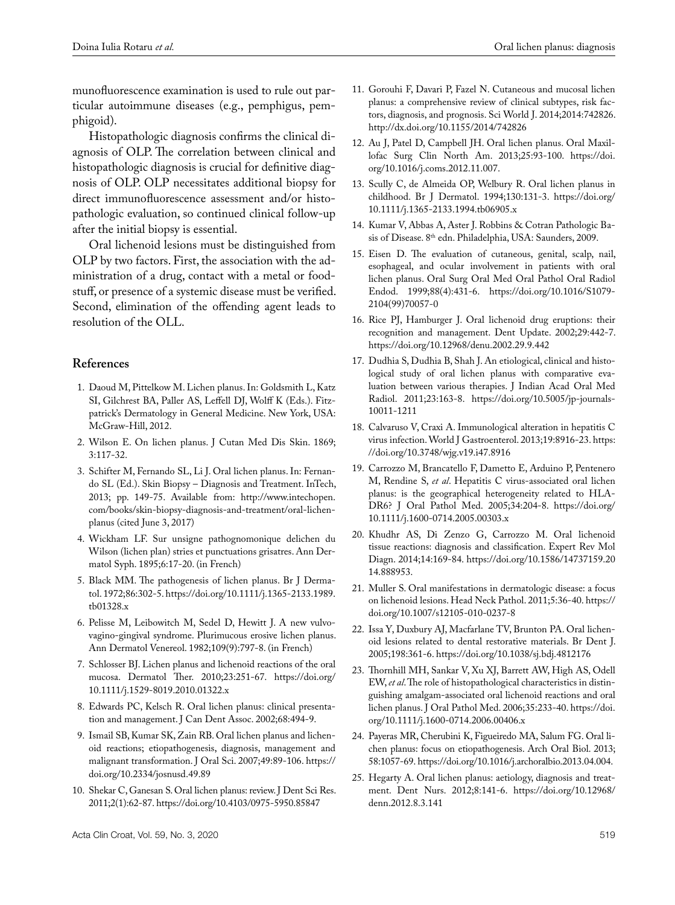munofluorescence examination is used to rule out particular autoimmune diseases (e.g., pemphigus, pemphigoid).

Histopathologic diagnosis confirms the clinical diagnosis of OLP. The correlation between clinical and histopathologic diagnosis is crucial for definitive diagnosis of OLP. OLP necessitates additional biopsy for direct immunofluorescence assessment and/or histopathologic evaluation, so continued clinical follow-up after the initial biopsy is essential.

Oral lichenoid lesions must be distinguished from OLP by two factors. First, the association with the administration of a drug, contact with a metal or foodstuff, or presence of a systemic disease must be verified. Second, elimination of the offending agent leads to resolution of the OLL.

## References

1. Daoud M, Pittelkow M. Lichen planus. In: Goldsmith L, Katz SI, Gilchrest BA, Paller AS, Leffell DJ, Wolff K (Eds.). Fitzpatrick's Dermatology in General Medicine. New York, USA: McGraw-Hill, 2012.
2. Wilson E. On lichen planus. J Cutan Med Dis Skin. 1869; 3:117-32.
3. Schifter M, Fernando SL, Li J. Oral lichen planus. In: Fernando SL (Ed.). Skin Biopsy – Diagnosis and Treatment. InTech, 2013; pp. 149-75. Available from: http://www.intechopen.com/books/skin-biopsy-diagnosis-and-treatment/oral-lichen-planus (cited June 3, 2017)
4. Wickham LF. Sur unsigne pathognomonique delichen du Wilson (lichen plan) stries et punctuations grisatres. Ann Dermatol Syph. 1895;6:17-20. (in French)
5. Black MM. The pathogenesis of lichen planus. Br J Dermatol. 1972;86:302-5. https://doi.org/10.1111/j.1365-2133.1989.tb01328.x
6. Pelisse M, Leibowitch M, Sedel D, Hewitt J. A new vulvovagino-gingival syndrome. Plurimucous erosive lichen planus. Ann Dermatol Venereol. 1982;109(9):797-8. (in French)
7. Schlosser BJ. Lichen planus and lichenoid reactions of the oral mucosa. Dermatol Ther. 2010;23:251-67. https://doi.org/10.1111/j.1529-8019.2010.01322.x
8. Edwards PC, Kelsch R. Oral lichen planus: clinical presentation and management. J Can Dent Assoc. 2002;68:494-9.
9. Ismail SB, Kumar SK, Zain RB. Oral lichen planus and lichenoid reactions; etiopathogenesis, diagnosis, management and malignant transformation. J Oral Sci. 2007;49:89-106. https://doi.org/10.2334/josnusd.49.89
10. Shekar C, Ganesan S. Oral lichen planus: review. J Dent Sci Res. 2011;2(1):62-87. https://doi.org/10.4103/0975-5950.85847
11. Gorouhi F, Davari P, Fazel N. Cutaneous and mucosal lichen planus: a comprehensive review of clinical subtypes, risk factors, diagnosis, and prognosis. Sci World J. 2014;2014:742826. http://dx.doi.org/10.1155/2014/742826
12. Au J, Patel D, Campbell JH. Oral lichen planus. Oral Maxillofac Surg Clin North Am. 2013;25:93-100. https://doi.org/10.1016/j.coms.2012.11.007.
13. Scully C, de Almeida OP, Welbury R. Oral lichen planus in childhood. Br J Dermatol. 1994;130:131-3. https://doi.org/10.1111/j.1365-2133.1994.tb06905.x
14. Kumar V, Abbas A, Aster J. Robbins & Cotran Pathologic Basis of Disease. 8th edn. Philadelphia, USA: Saunders, 2009.
15. Eisen D. The evaluation of cutaneous, genital, scalp, nail, esophageal, and ocular involvement in patients with oral lichen planus. Oral Surg Oral Med Oral Pathol Oral Radiol Endod. 1999;88(4):431-6. https://doi.org/10.1016/S1079-2104(99)70057-0
16. Rice PJ, Hamburger J. Oral lichenoid drug eruptions: their recognition and management. Dent Update. 2002;29:442-7. https://doi.org/10.12968/denu.2002.29.9.442
17. Dudhia S, Dudhia B, Shah J. An etiological, clinical and histological study of oral lichen planus with comparative evaluation between various therapies. J Indian Acad Oral Med Radiol. 2011;23:163-8. https://doi.org/10.5005/jp-journals-10011-1211
18. Calvaruso V, Craxi A. Immunological alteration in hepatitis C virus infection. World J Gastroenterol. 2013;19:8916-23. https://doi.org/10.3748/wjg.v19.i47.8916
19. Carrozzo M, Brancatello F, Dametto E, Arduino P, Pentenero M, Rendine S, *et al*. Hepatitis C virus-associated oral lichen planus: is the geographical heterogeneity related to HLA-DR6? J Oral Pathol Med. 2005;34:204-8. https://doi.org/10.1111/j.1600-0714.2005.00303.x
20. Khudhr AS, Di Zenzo G, Carrozzo M. Oral lichenoid tissue reactions: diagnosis and classification. Expert Rev Mol Diagn. 2014;14:169-84. https://doi.org/10.1586/14737159.2014.888953.
21. Muller S. Oral manifestations in dermatologic disease: a focus on lichenoid lesions. Head Neck Pathol. 2011;5:36-40. https://doi.org/10.1007/s12105-010-0237-8
22. Issa Y, Duxbury AJ, Macfarlane TV, Brunton PA. Oral lichenoid lesions related to dental restorative materials. Br Dent J. 2005;198:361-6. https://doi.org/10.1038/sj.bdj.4812176
23. Thornhill MH, Sankar V, Xu XJ, Barrett AW, High AS, Odell EW, *et al*. The role of histopathological characteristics in distinguishing amalgam-associated oral lichenoid reactions and oral lichen planus. J Oral Pathol Med. 2006;35:233-40. https://doi.org/10.1111/j.1600-0714.2006.00406.x
24. Payeras MR, Cherubini K, Figueiredo MA, Salum FG. Oral lichen planus: focus on etiopathogenesis. Arch Oral Biol. 2013; 58:1057-69. https://doi.org/10.1016/j.archoralbio.2013.04.004.
25. Hegarty A. Oral lichen planus: aetiology, diagnosis and treatment. Dent Nurs. 2012;8:141-6. https://doi.org/10.12968/denn.2012.8.3.141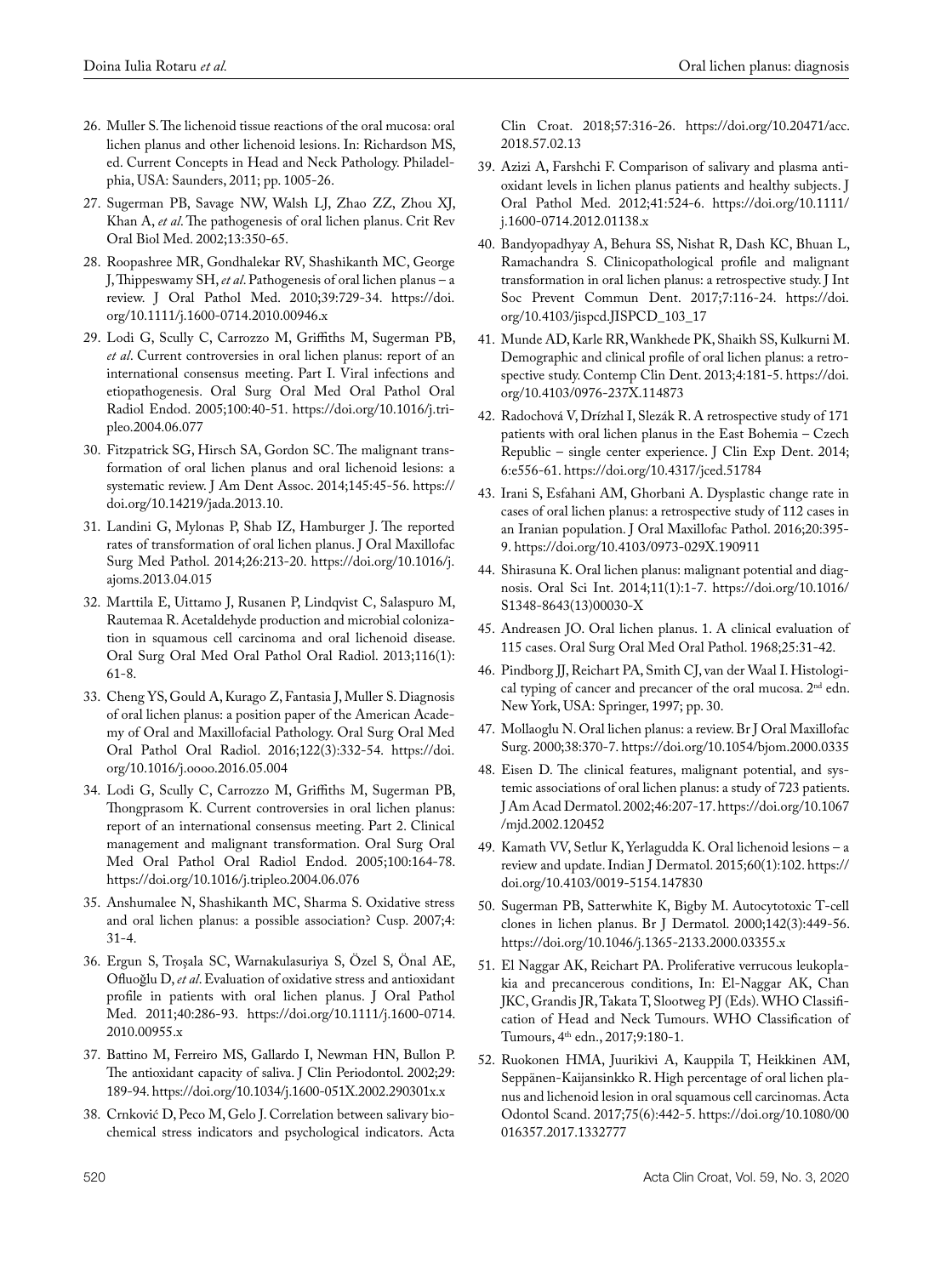26. Muller S. The lichenoid tissue reactions of the oral mucosa: oral lichen planus and other lichenoid lesions. In: Richardson MS, ed. Current Concepts in Head and Neck Pathology. Philadelphia, USA: Saunders, 2011; pp. 1005-26.
27. Sugerman PB, Savage NW, Walsh LJ, Zhao ZZ, Zhou XJ, Khan A, *et al*. The pathogenesis of oral lichen planus. Crit Rev Oral Biol Med. 2002;13:350-65.
28. Roopashree MR, Gondhalekar RV, Shashikanth MC, George J, Thippeswamy SH, *et al*. Pathogenesis of oral lichen planus – a review. J Oral Pathol Med. 2010;39:729-34. https://doi.org/10.1111/j.1600-0714.2010.00946.x
29. Lodi G, Scully C, Carrozzo M, Griffiths M, Sugerman PB, *et al*. Current controversies in oral lichen planus: report of an international consensus meeting. Part I. Viral infections and etiopathogenesis. Oral Surg Oral Med Oral Pathol Oral Radiol Endod. 2005;100:40-51. https://doi.org/10.1016/j.tripleo.2004.06.077
30. Fitzpatrick SG, Hirsch SA, Gordon SC. The malignant transformation of oral lichen planus and oral lichenoid lesions: a systematic review. J Am Dent Assoc. 2014;145:45-56. https://doi.org/10.14219/jada.2013.10.
31. Landini G, Mylonas P, Shab IZ, Hamburger J. The reported rates of transformation of oral lichen planus. J Oral Maxillofac Surg Med Pathol. 2014;26:213-20. https://doi.org/10.1016/j.ajoms.2013.04.015
32. Marttila E, Uittamo J, Rusanen P, Lindqvist C, Salaspuro M, Rautemaa R. Acetaldehyde production and microbial colonization in squamous cell carcinoma and oral lichenoid disease. Oral Surg Oral Med Oral Pathol Oral Radiol. 2013;116(1):61-8.
33. Cheng YS, Gould A, Kurago Z, Fantasia J, Muller S. Diagnosis of oral lichen planus: a position paper of the American Academy of Oral and Maxillofacial Pathology. Oral Surg Oral Med Oral Pathol Oral Radiol. 2016;122(3):332-54. https://doi.org/10.1016/j.oooo.2016.05.004
34. Lodi G, Scully C, Carrozzo M, Griffiths M, Sugerman PB, Thongprasom K. Current controversies in oral lichen planus: report of an international consensus meeting. Part 2. Clinical management and malignant transformation. Oral Surg Oral Med Oral Pathol Oral Radiol Endod. 2005;100:164-78. https://doi.org/10.1016/j.tripleo.2004.06.076
35. Anshumalee N, Shashikanth MC, Sharma S. Oxidative stress and oral lichen planus: a possible association? Cusp. 2007;4:31-4.
36. Ergun S, Troşala SC, Warnakulasuriya S, Özel S, Önal AE, Ofluoğlu D, *et al*. Evaluation of oxidative stress and antioxidant profile in patients with oral lichen planus. J Oral Pathol Med. 2011;40:286-93. https://doi.org/10.1111/j.1600-0714.2010.00955.x
37. Battino M, Ferreiro MS, Gallardo I, Newman HN, Bullon P. The antioxidant capacity of saliva. J Clin Periodontol. 2002;29:189-94. https://doi.org/10.1034/j.1600-051X.2002.290301x.x
38. Crnković D, Peco M, Gelo J. Correlation between salivary biochemical stress indicators and psychological indicators. Acta Clin Croat. 2018;57:316-26. https://doi.org/10.20471/acc.2018.57.02.13
39. Azizi A, Farshchi F. Comparison of salivary and plasma antioxidant levels in lichen planus patients and healthy subjects. J Oral Pathol Med. 2012;41:524-6. https://doi.org/10.1111/j.1600-0714.2012.01138.x
40. Bandyopadhyay A, Behura SS, Nishat R, Dash KC, Bhuan L, Ramachandra S. Clinicopathological profile and malignant transformation in oral lichen planus: a retrospective study. J Int Soc Prevent Commun Dent. 2017;7:116-24. https://doi.org/10.4103/jispcd.JISPCD_103_17
41. Munde AD, Karle RR, Wankhede PK, Shaikh SS, Kulkurni M. Demographic and clinical profile of oral lichen planus: a retrospective study. Contemp Clin Dent. 2013;4:181-5. https://doi.org/10.4103/0976-237X.114873
42. Radochová V, Drízhal I, Slezák R. A retrospective study of 171 patients with oral lichen planus in the East Bohemia – Czech Republic – single center experience. J Clin Exp Dent. 2014;6:e556-61. https://doi.org/10.4317/jced.51784
43. Irani S, Esfahani AM, Ghorbani A. Dysplastic change rate in cases of oral lichen planus: a retrospective study of 112 cases in an Iranian population. J Oral Maxillofac Pathol. 2016;20:395-9. https://doi.org/10.4103/0973-029X.190911
44. Shirasuna K. Oral lichen planus: malignant potential and diagnosis. Oral Sci Int. 2014;11(1):1-7. https://doi.org/10.1016/S1348-8643(13)00030-X
45. Andreasen JO. Oral lichen planus. 1. A clinical evaluation of 115 cases. Oral Surg Oral Med Oral Pathol. 1968;25:31-42.
46. Pindborg JJ, Reichart PA, Smith CJ, van der Waal I. Histological typing of cancer and precancer of the oral mucosa. 2nd edn. New York, USA: Springer, 1997; pp. 30.
47. Mollaoglu N. Oral lichen planus: review. Br J Oral Maxillofac Surg. 2000;38:370-7. https://doi.org/10.1054/bjom.2000.0335
48. Eisen D. The clinical features, malignant potential, and systemic associations of oral lichen planus: a study of 723 patients. J Am Acad Dermatol. 2002;46:207-17. https://doi.org/10.1067/mjd.2002.120452
49. Kamath VV, Setlur K, Yerlagudda K. Oral lichenoid lesions – a review and update. Indian J Dermatol. 2015;60(1):102. https://doi.org/10.4103/0019-5154.147830
50. Sugerman PB, Satterwhite K, Bigby M. Autocytotoxic T-cell clones in lichen planus. Br J Dermatol. 2000;142(3):449-56. https://doi.org/10.1046/j.1365-2133.2000.03355.x
51. El Naggar AK, Reichart PA. Proliferative verrucous leukoplakia and precancerous conditions, In: El-Naggar AK, Chan JKC, Grandis JR, Takata T, Slootweg PJ (Eds). WHO Classification of Head and Neck Tumours. WHO Classification of Tumours, 4th edn., 2017;9:180-1.
52. Ruokonen HMA, Juurikivi A, Kauppila T, Heikkinen AM, Seppänen-Kaijansinkko R. High percentage of oral lichen planus and lichenoid lesion in oral squamous cell carcinomas. Acta Odontol Scand. 2017;75(6):442-5. https://doi.org/10.1080/00016357.2017.1332777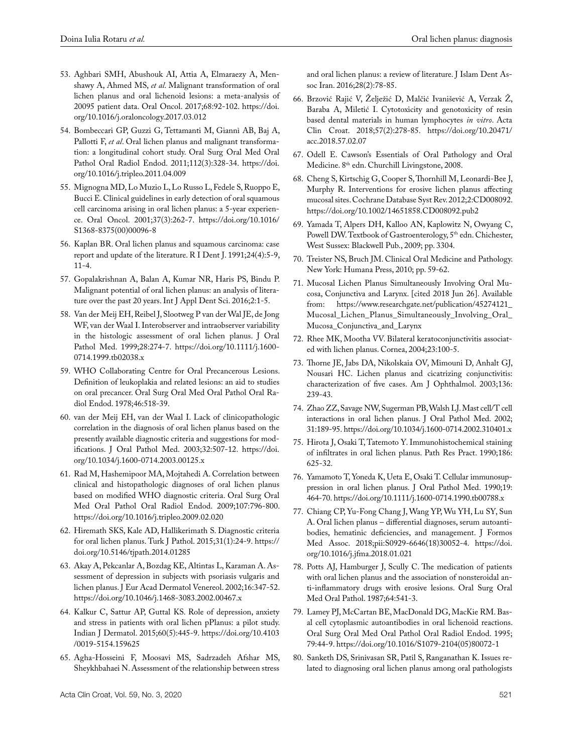53. Aghbari SMH, Abushouk AI, Attia A, Elmaraezy A, Menshawy A, Ahmed MS, *et al*. Malignant transformation of oral lichen planus and oral lichenoid lesions: a meta-analysis of 20095 patient data. Oral Oncol. 2017;68:92-102. https://doi.org/10.1016/j.oraloncology.2017.03.012
54. Bombeccari GP, Guzzi G, Tettamanti M, Giannì AB, Baj A, Pallotti F, *et al*. Oral lichen planus and malignant transformation: a longitudinal cohort study. Oral Surg Oral Med Oral Pathol Oral Radiol Endod. 2011;112(3):328-34. https://doi.org/10.1016/j.tripleo.2011.04.009
55. Mignogna MD, Lo Muzio L, Lo Russo L, Fedele S, Ruoppo E, Bucci E. Clinical guidelines in early detection of oral squamous cell carcinoma arising in oral lichen planus: a 5-year experience. Oral Oncol. 2001;37(3):262-7. https://doi.org/10.1016/S1368-8375(00)00096-8
56. Kaplan BR. Oral lichen planus and squamous carcinoma: case report and update of the literature. R I Dent J. 1991;24(4):5-9, 11-4.
57. Gopalakrishnan A, Balan A, Kumar NR, Haris PS, Bindu P. Malignant potential of oral lichen planus: an analysis of literature over the past 20 years. Int J Appl Dent Sci. 2016;2:1-5.
58. Van der Meij EH, Reibel J, Slootweg P van der Wal JE, de Jong WF, van der Waal I. Interobserver and intraobserver variability in the histologic assessment of oral lichen planus. J Oral Pathol Med. 1999;28:274-7. https://doi.org/10.1111/j.1600-0714.1999.tb02038.x
59. WHO Collaborating Centre for Oral Precancerous Lesions. Definition of leukoplakia and related lesions: an aid to studies on oral precancer. Oral Surg Oral Med Oral Pathol Oral Radiol Endod. 1978;46:518-39.
60. van der Meij EH, van der Waal I. Lack of clinicopathologic correlation in the diagnosis of oral lichen planus based on the presently available diagnostic criteria and suggestions for modifications. J Oral Pathol Med. 2003;32:507-12. https://doi.org/10.1034/j.1600-0714.2003.00125.x
61. Rad M, Hashemipoor MA, Mojtahedi A. Correlation between clinical and histopathologic diagnoses of oral lichen planus based on modified WHO diagnostic criteria. Oral Surg Oral Med Oral Pathol Oral Radiol Endod. 2009;107:796-800. https://doi.org/10.1016/j.tripleo.2009.02.020
62. Hiremath SKS, Kale AD, Hallikerimath S. Diagnostic criteria for oral lichen planus. Turk J Pathol. 2015;31(1):24-9. https://doi.org/10.5146/tjpath.2014.01285
63. Akay A, Pekcanlar A, Bozdag KE, Altintas L, Karaman A. Assessment of depression in subjects with psoriasis vulgaris and lichen planus. J Eur Acad Dermatol Venereol. 2002;16:347-52. https://doi.org/10.1046/j.1468-3083.2002.00467.x
64. Kalkur C, Sattur AP, Guttal KS. Role of depression, anxiety and stress in patients with oral lichen pPlanus: a pilot study. Indian J Dermatol. 2015;60(5):445-9. https://doi.org/10.4103/0019-5154.159625
65. Agha-Hosseini F, Moosavi MS, Sadrzadeh Afshar MS, Sheykhbahaei N. Assessment of the relationship between stress and oral lichen planus: a review of literature. J Islam Dent Assoc Iran. 2016;28(2):78-85.
66. Brzović Rajić V, Želježić D, Malčić Ivanišević A, Verzak Ž, Baraba A, Miletić I. Cytotoxicity and genotoxicity of resin based dental materials in human lymphocytes *in vitro*. Acta Clin Croat. 2018;57(2):278-85. https://doi.org/10.20471/acc.2018.57.02.07
67. Odell E. Cawson's Essentials of Oral Pathology and Oral Medicine. 8th edn. Churchill Livingstone, 2008.
68. Cheng S, Kirtschig G, Cooper S, Thornhill M, Leonardi-Bee J, Murphy R. Interventions for erosive lichen planus affecting mucosal sites. Cochrane Database Syst Rev. 2012;2:CD008092. https://doi.org/10.1002/14651858.CD008092.pub2
69. Yamada T, Alpers DH, Kalloo AN, Kaplowitz N, Owyang C, Powell DW. Textbook of Gastroenterology, 5th edn. Chichester, West Sussex: Blackwell Pub., 2009; pp. 3304.
70. Treister NS, Bruch JM. Clinical Oral Medicine and Pathology. New York: Humana Press, 2010; pp. 59-62.
71. Mucosal Lichen Planus Simultaneously Involving Oral Mucosa, Conjunctiva and Larynx. [cited 2018 Jun 26]. Available from: https://www.researchgate.net/publication/45274121_Mucosal_Lichen_Planus_Simultaneously_Involving_Oral_Mucosa_Conjunctiva_and_Larynx
72. Rhee MK, Mootha VV. Bilateral keratoconjunctivitis associated with lichen planus. Cornea, 2004;23:100-5.
73. Thorne JE, Jabs DA, Nikolskaia OV, Mimouni D, Anhalt GJ, Nousari HC. Lichen planus and cicatrizing conjunctivitis: characterization of five cases. Am J Ophthalmol. 2003;136: 239-43.
74. Zhao ZZ, Savage NW, Sugerman PB, Walsh LJ. Mast cell/T cell interactions in oral lichen planus. J Oral Pathol Med. 2002; 31:189-95. https://doi.org/10.1034/j.1600-0714.2002.310401.x
75. Hirota J, Osaki T, Tatemoto Y. Immunohistochemical staining of infiltrates in oral lichen planus. Path Res Pract. 1990;186: 625-32.
76. Yamamoto T, Yoneda K, Ueta E, Osaki T. Cellular immunosuppression in oral lichen planus. J Oral Pathol Med. 1990;19: 464-70. https://doi.org/10.1111/j.1600-0714.1990.tb00788.x
77. Chiang CP, Yu-Fong Chang J, Wang YP, Wu YH, Lu SY, Sun A. Oral lichen planus – differential diagnoses, serum autoantibodies, hematinic deficiencies, and management. J Formos Med Assoc. 2018;pii:S0929-6646(18)30052-4. https://doi.org/10.1016/j.jfma.2018.01.021
78. Potts AJ, Hamburger J, Scully C. The medication of patients with oral lichen planus and the association of nonsteroidal anti-inflammatory drugs with erosive lesions. Oral Surg Oral Med Oral Pathol. 1987;64:541-3.
79. Lamey PJ, McCartan BE, MacDonald DG, MacKie RM. Basal cell cytoplasmic autoantibodies in oral lichenoid reactions. Oral Surg Oral Med Oral Pathol Oral Radiol Endod. 1995; 79:44-9. https://doi.org/10.1016/S1079-2104(05)80072-1
80. Sanketh DS, Srinivasan SR, Patil S, Ranganathan K. Issues related to diagnosing oral lichen planus among oral pathologists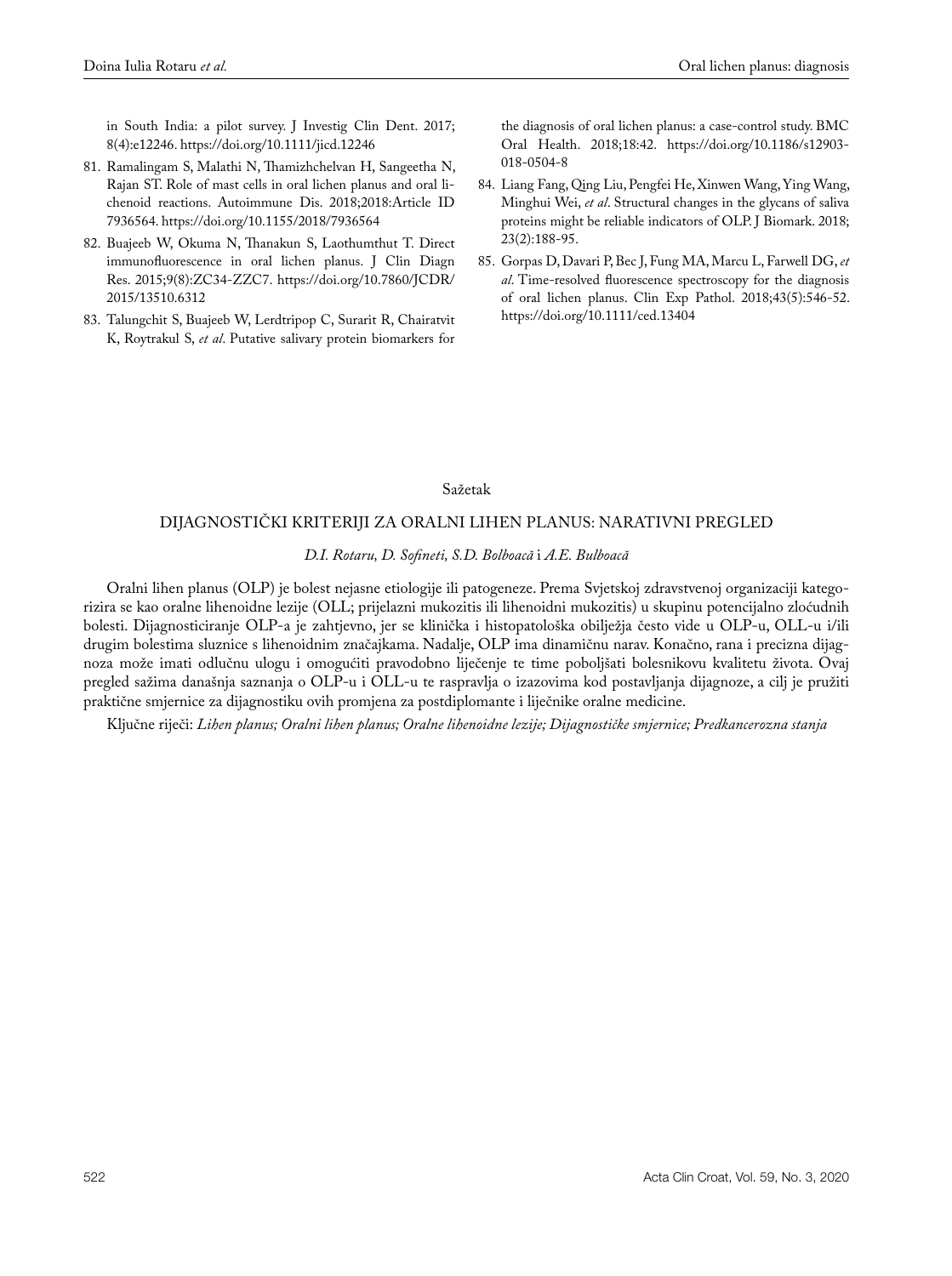in South India: a pilot survey. J Investig Clin Dent. 2017; 8(4):e12246. https://doi.org/10.1111/jicd.12246

81. Ramalingam S, Malathi N, Thamizhchelvan H, Sangeetha N, Rajan ST. Role of mast cells in oral lichen planus and oral lichenoid reactions. Autoimmune Dis. 2018;2018:Article ID 7936564. https://doi.org/10.1155/2018/7936564
82. Buajeeb W, Okuma N, Thanakun S, Laothumthut T. Direct immunofluorescence in oral lichen planus. J Clin Diagn Res. 2015;9(8):ZC34-ZZC7. https://doi.org/10.7860/JCDR/2015/13510.6312
83. Talungchit S, Buajeeb W, Lerdtripop C, Surarit R, Chairatvit K, Roytrakul S, *et al*. Putative salivary protein biomarkers for the diagnosis of oral lichen planus: a case-control study. BMC Oral Health. 2018;18:42. https://doi.org/10.1186/s12903-018-0504-8
84. Liang Fang, Qing Liu, Pengfei He, Xinwen Wang, Ying Wang, Minghui Wei, *et al*. Structural changes in the glycans of saliva proteins might be reliable indicators of OLP. J Biomark. 2018; 23(2):188-95.
85. Gorpas D, Davari P, Bec J, Fung MA, Marcu L, Farwell DG, *et al*. Time-resolved fluorescence spectroscopy for the diagnosis of oral lichen planus. Clin Exp Pathol. 2018;43(5):546-52. https://doi.org/10.1111/ced.13404

## Sažetak

### DIJAGNOSTIČKI KRITERIJI ZA ORALNI LIHEN PLANUS: NARATIVNI PREGLED

*D.I. Rotaru, D. Sofineti, S.D. Bolboacă* i *A.E. Bulboacă*

Oralni lihen planus (OLP) je bolest nejasne etiologije ili patogeneze. Prema Svjetskoj zdravstvenoj organizaciji kategorizira se kao oralne lihenoidne lezije (OLL; prijelazni mukozitis ili lihenoidni mukozitis) u skupinu potencijalno zloćudnih bolesti. Dijagnosticiranje OLP-a je zahtjevno, jer se klinička i histopatološka obilježja često vide u OLP-u, OLL-u i/ili drugim bolestima sluznice s lihenoidnim značajkama. Nadalje, OLP ima dinamičnu narav. Konačno, rana i precizna dijagnoza može imati odlučnu ulogu i omogućiti pravodobno liječenje te time poboljšati bolesnikovu kvalitetu života. Ovaj pregled sažima današnja saznanja o OLP-u i OLL-u te raspravlja o izazovima kod postavljanja dijagnoze, a cilj je pružiti praktične smjernice za dijagnostiku ovih promjena za postdiplomante i liječnike oralne medicine.

Ključne riječi: *Lihen planus; Oralni lihen planus; Oralne lihenoidne lezije; Dijagnostičke smjernice; Predkancerozna stanja*